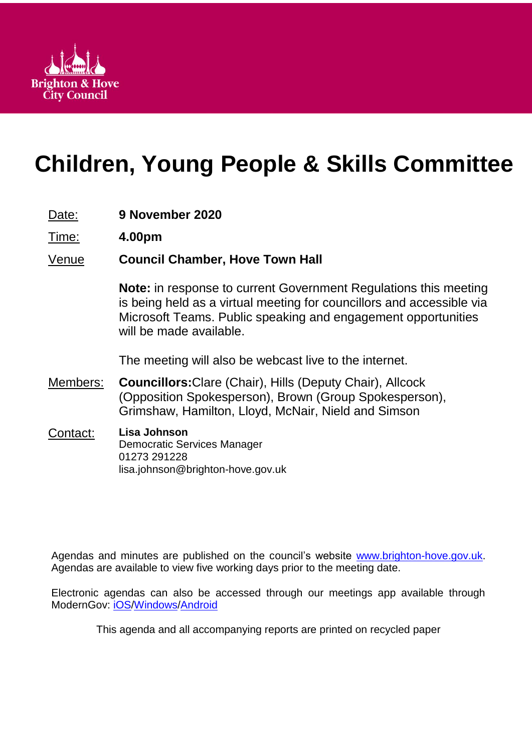Brighton & Hove City Council

# Children, Young People & Skills Committee

Date: **9 November 2020**

Time: **4.00pm**

Venue **Council Chamber, Hove Town Hall**

**Note:** in response to current Government Regulations this meeting is being held as a virtual meeting for councillors and accessible via Microsoft Teams. Public speaking and engagement opportunities will be made available.

The meeting will also be webcast live to the internet.

Members: **Councillors:** Clare (Chair), Hills (Deputy Chair), Allcock (Opposition Spokesperson), Brown (Group Spokesperson), Grimshaw, Hamilton, Lloyd, McNair, Nield and Simson

Contact: **Lisa Johnson**
Democratic Services Manager
01273 291228
lisa.johnson@brighton-hove.gov.uk

Agendas and minutes are published on the council's website www.brighton-hove.gov.uk. Agendas are available to view five working days prior to the meeting date.

Electronic agendas can also be accessed through our meetings app available through ModernGov: iOS/Windows/Android

This agenda and all accompanying reports are printed on recycled paper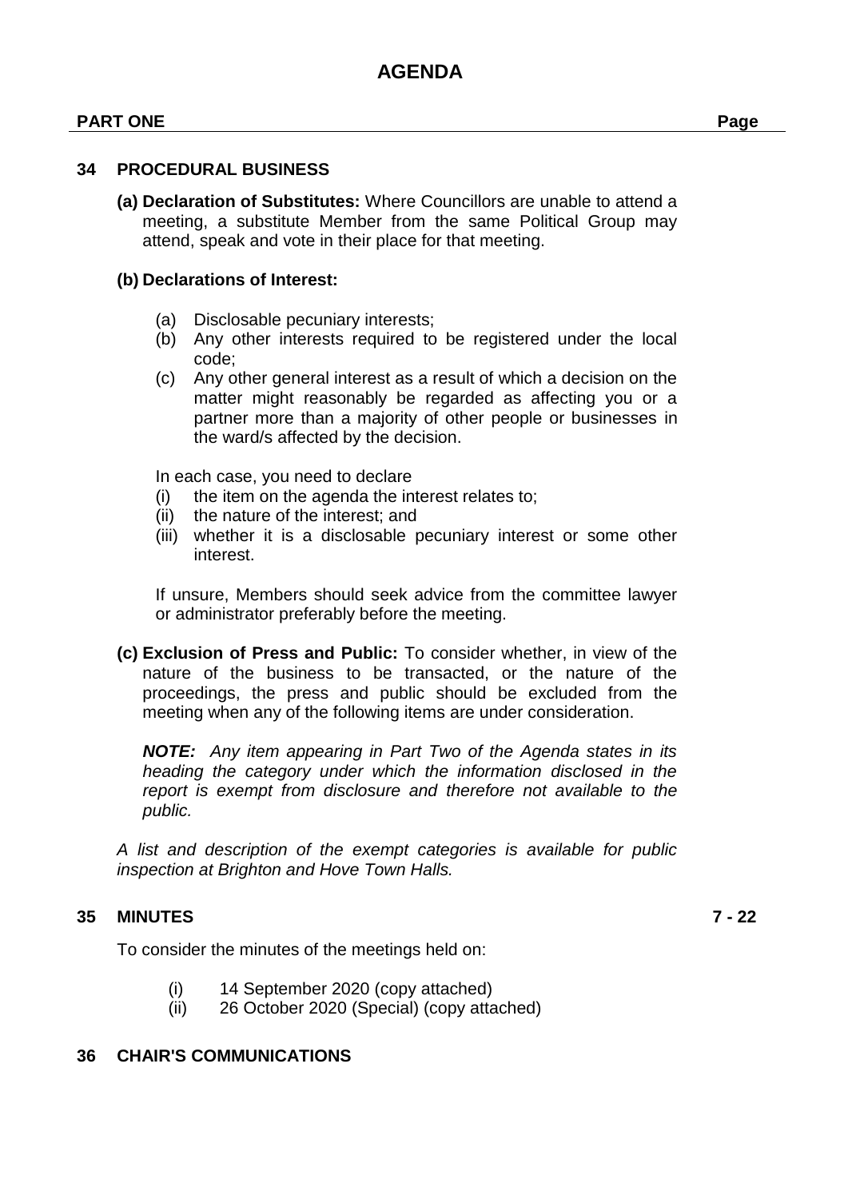# AGENDA

**PART ONE** **Page**

### 34 PROCEDURAL BUSINESS

**(a) Declaration of Substitutes:** Where Councillors are unable to attend a meeting, a substitute Member from the same Political Group may attend, speak and vote in their place for that meeting.

**(b) Declarations of Interest:**

(a) Disclosable pecuniary interests;
(b) Any other interests required to be registered under the local code;
(c) Any other general interest as a result of which a decision on the matter might reasonably be regarded as affecting you or a partner more than a majority of other people or businesses in the ward/s affected by the decision.

In each case, you need to declare
(i) the item on the agenda the interest relates to;
(ii) the nature of the interest; and
(iii) whether it is a disclosable pecuniary interest or some other interest.

If unsure, Members should seek advice from the committee lawyer or administrator preferably before the meeting.

**(c) Exclusion of Press and Public:** To consider whether, in view of the nature of the business to be transacted, or the nature of the proceedings, the press and public should be excluded from the meeting when any of the following items are under consideration.

***NOTE:*** *Any item appearing in Part Two of the Agenda states in its heading the category under which the information disclosed in the report is exempt from disclosure and therefore not available to the public.*

*A list and description of the exempt categories is available for public inspection at Brighton and Hove Town Halls.*

### 35 MINUTES — 7 - 22

To consider the minutes of the meetings held on:

(i) 14 September 2020 (copy attached)
(ii) 26 October 2020 (Special) (copy attached)

### 36 CHAIR'S COMMUNICATIONS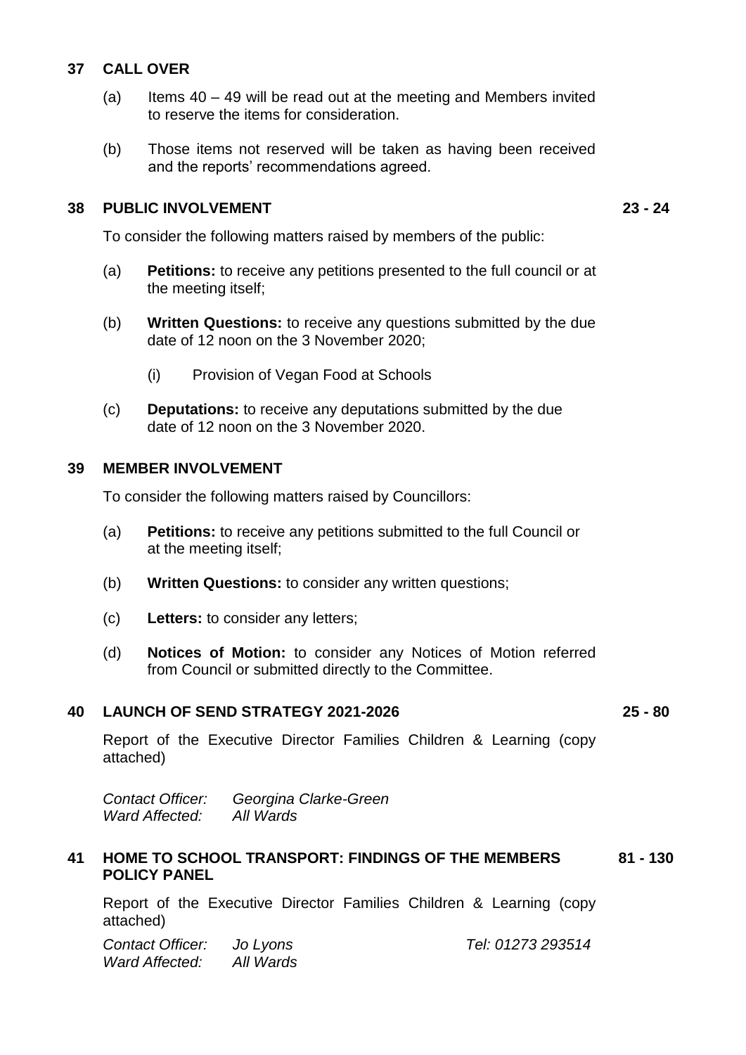## 37 CALL OVER

(a) Items 40 – 49 will be read out at the meeting and Members invited to reserve the items for consideration.

(b) Those items not reserved will be taken as having been received and the reports' recommendations agreed.

## 38 PUBLIC INVOLVEMENT — 23 - 24

To consider the following matters raised by members of the public:

(a) **Petitions:** to receive any petitions presented to the full council or at the meeting itself;

(b) **Written Questions:** to receive any questions submitted by the due date of 12 noon on the 3 November 2020;

(i) Provision of Vegan Food at Schools

(c) **Deputations:** to receive any deputations submitted by the due date of 12 noon on the 3 November 2020.

## 39 MEMBER INVOLVEMENT

To consider the following matters raised by Councillors:

(a) **Petitions:** to receive any petitions submitted to the full Council or at the meeting itself;

(b) **Written Questions:** to consider any written questions;

(c) **Letters:** to consider any letters;

(d) **Notices of Motion:** to consider any Notices of Motion referred from Council or submitted directly to the Committee.

## 40 LAUNCH OF SEND STRATEGY 2021-2026 — 25 - 80

Report of the Executive Director Families Children & Learning (copy attached)

*Contact Officer:* *Georgina Clarke-Green*
*Ward Affected:* *All Wards*

## 41 HOME TO SCHOOL TRANSPORT: FINDINGS OF THE MEMBERS POLICY PANEL — 81 - 130

Report of the Executive Director Families Children & Learning (copy attached)

*Contact Officer:* *Jo Lyons* *Tel: 01273 293514*
*Ward Affected:* *All Wards*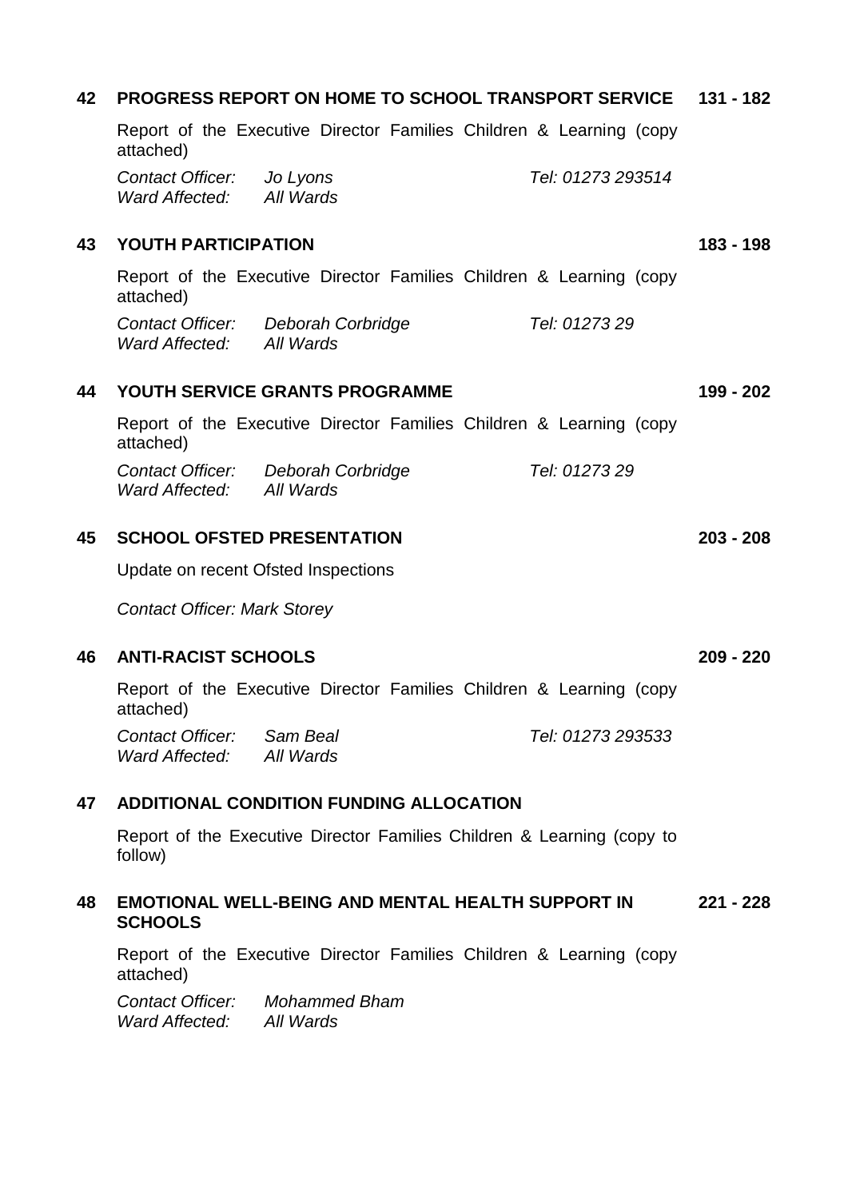**42 PROGRESS REPORT ON HOME TO SCHOOL TRANSPORT SERVICE** **131 - 182**

Report of the Executive Director Families Children & Learning (copy attached)

*Contact Officer:* *Jo Lyons* *Tel: 01273 293514*
*Ward Affected:* *All Wards*

**43 YOUTH PARTICIPATION** **183 - 198**

Report of the Executive Director Families Children & Learning (copy attached)

*Contact Officer:* *Deborah Corbridge* *Tel: 01273 29*
*Ward Affected:* *All Wards*

**44 YOUTH SERVICE GRANTS PROGRAMME** **199 - 202**

Report of the Executive Director Families Children & Learning (copy attached)

*Contact Officer:* *Deborah Corbridge* *Tel: 01273 29*
*Ward Affected:* *All Wards*

**45 SCHOOL OFSTED PRESENTATION** **203 - 208**

Update on recent Ofsted Inspections

*Contact Officer: Mark Storey*

**46 ANTI-RACIST SCHOOLS** **209 - 220**

Report of the Executive Director Families Children & Learning (copy attached)

*Contact Officer:* *Sam Beal* *Tel: 01273 293533*
*Ward Affected:* *All Wards*

**47 ADDITIONAL CONDITION FUNDING ALLOCATION**

Report of the Executive Director Families Children & Learning (copy to follow)

**48 EMOTIONAL WELL-BEING AND MENTAL HEALTH SUPPORT IN SCHOOLS** **221 - 228**

Report of the Executive Director Families Children & Learning (copy attached)

*Contact Officer:* *Mohammed Bham*
*Ward Affected:* *All Wards*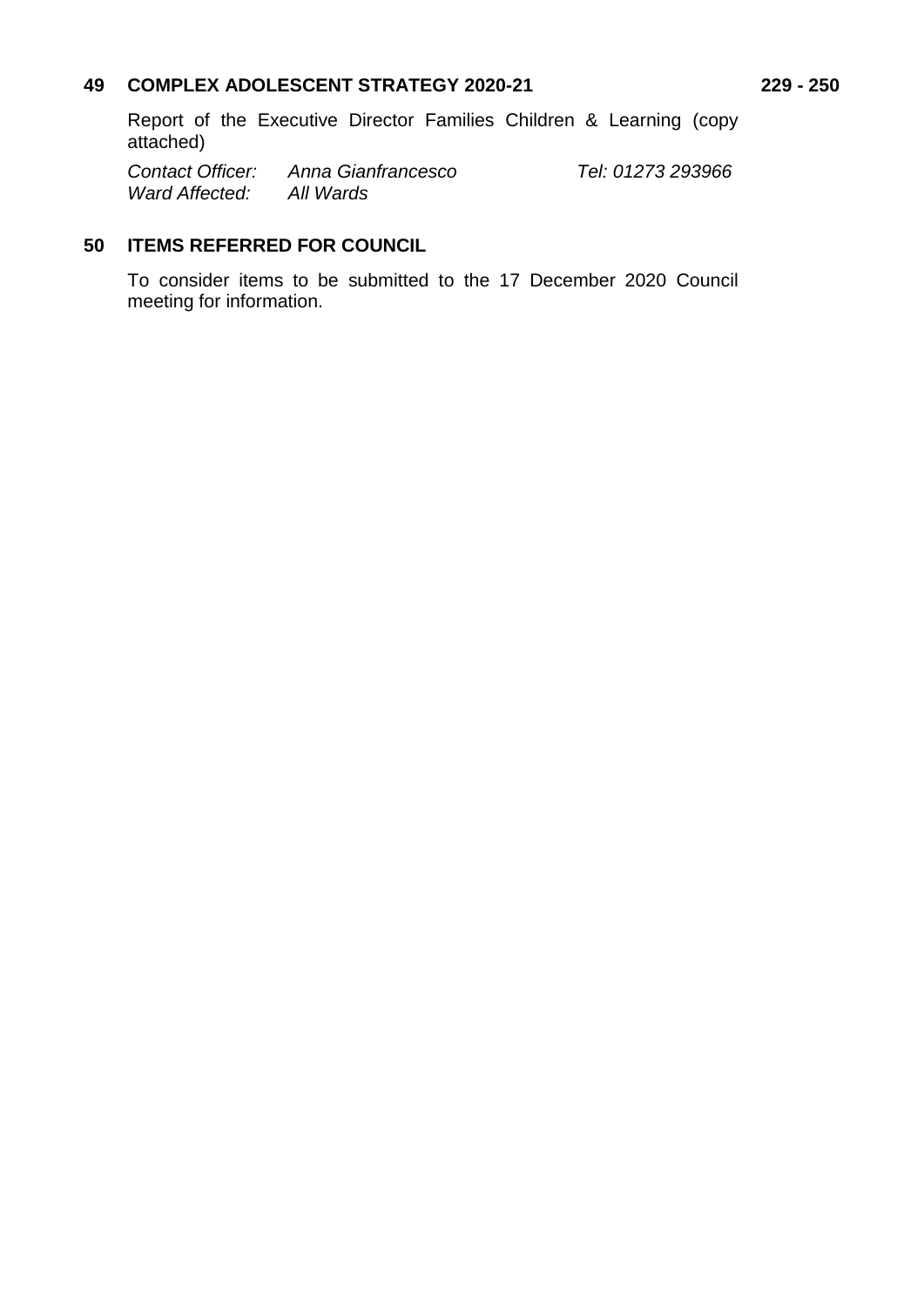## 49 COMPLEX ADOLESCENT STRATEGY 2020-21 229 - 250

Report of the Executive Director Families Children & Learning (copy attached)

*Contact Officer:* *Anna Gianfrancesco* *Tel: 01273 293966*
*Ward Affected:* *All Wards*

## 50 ITEMS REFERRED FOR COUNCIL

To consider items to be submitted to the 17 December 2020 Council meeting for information.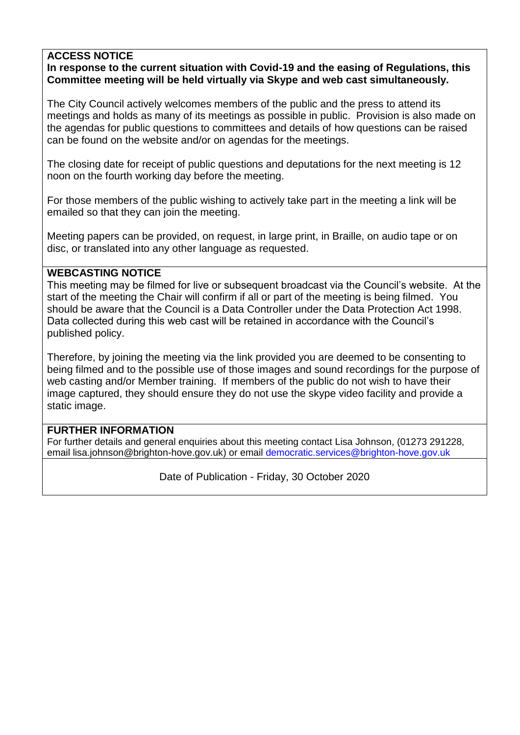**ACCESS NOTICE**

**In response to the current situation with Covid-19 and the easing of Regulations, this Committee meeting will be held virtually via Skype and web cast simultaneously.**

The City Council actively welcomes members of the public and the press to attend its meetings and holds as many of its meetings as possible in public. Provision is also made on the agendas for public questions to committees and details of how questions can be raised can be found on the website and/or on agendas for the meetings.

The closing date for receipt of public questions and deputations for the next meeting is 12 noon on the fourth working day before the meeting.

For those members of the public wishing to actively take part in the meeting a link will be emailed so that they can join the meeting.

Meeting papers can be provided, on request, in large print, in Braille, on audio tape or on disc, or translated into any other language as requested.

**WEBCASTING NOTICE**

This meeting may be filmed for live or subsequent broadcast via the Council's website. At the start of the meeting the Chair will confirm if all or part of the meeting is being filmed. You should be aware that the Council is a Data Controller under the Data Protection Act 1998. Data collected during this web cast will be retained in accordance with the Council's published policy.

Therefore, by joining the meeting via the link provided you are deemed to be consenting to being filmed and to the possible use of those images and sound recordings for the purpose of web casting and/or Member training. If members of the public do not wish to have their image captured, they should ensure they do not use the skype video facility and provide a static image.

**FURTHER INFORMATION**

For further details and general enquiries about this meeting contact Lisa Johnson, (01273 291228, email lisa.johnson@brighton-hove.gov.uk) or email democratic.services@brighton-hove.gov.uk

Date of Publication - Friday, 30 October 2020